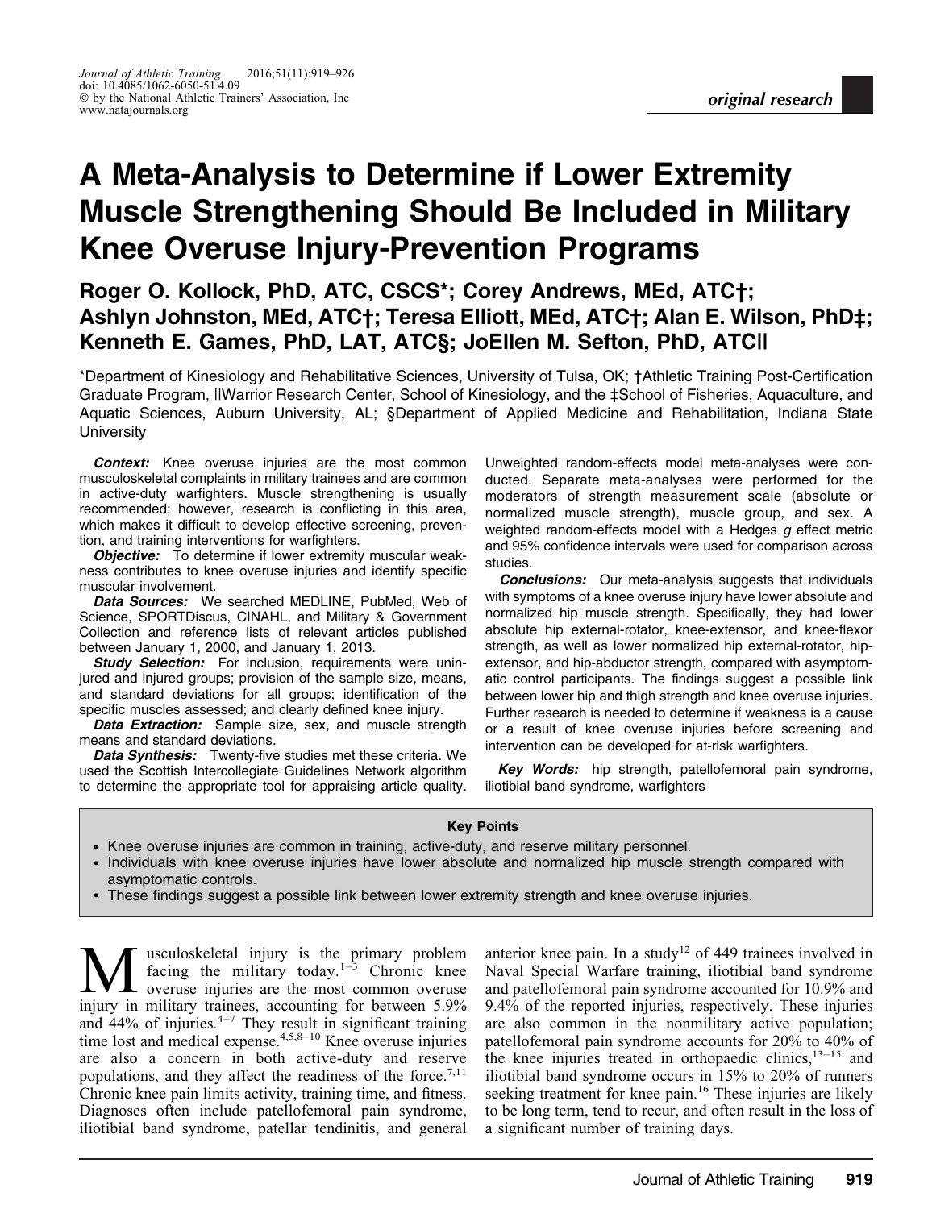original research

# A Meta-Analysis to Determine if Lower Extremity Muscle Strengthening Should Be Included in Military Knee Overuse Injury-Prevention Programs

**Roger O. Kollock, PhD, ATC, CSCS\*; Corey Andrews, MEd, ATC†; Ashlyn Johnston, MEd, ATC†; Teresa Elliott, MEd, ATC†; Alan E. Wilson, PhD‡; Kenneth E. Games, PhD, LAT, ATC§; JoEllen M. Sefton, PhD, ATC||**

\*Department of Kinesiology and Rehabilitative Sciences, University of Tulsa, OK; †Athletic Training Post-Certification Graduate Program, ||Warrior Research Center, School of Kinesiology, and the ‡School of Fisheries, Aquaculture, and Aquatic Sciences, Auburn University, AL; §Department of Applied Medicine and Rehabilitation, Indiana State University

***Context:*** Knee overuse injuries are the most common musculoskeletal complaints in military trainees and are common in active-duty warfighters. Muscle strengthening is usually recommended; however, research is conflicting in this area, which makes it difficult to develop effective screening, prevention, and training interventions for warfighters.

***Objective:*** To determine if lower extremity muscular weakness contributes to knee overuse injuries and identify specific muscular involvement.

***Data Sources:*** We searched MEDLINE, PubMed, Web of Science, SPORTDiscus, CINAHL, and Military & Government Collection and reference lists of relevant articles published between January 1, 2000, and January 1, 2013.

***Study Selection:*** For inclusion, requirements were uninjured and injured groups; provision of the sample size, means, and standard deviations for all groups; identification of the specific muscles assessed; and clearly defined knee injury.

***Data Extraction:*** Sample size, sex, and muscle strength means and standard deviations.

***Data Synthesis:*** Twenty-five studies met these criteria. We used the Scottish Intercollegiate Guidelines Network algorithm to determine the appropriate tool for appraising article quality. Unweighted random-effects model meta-analyses were conducted. Separate meta-analyses were performed for the moderators of strength measurement scale (absolute or normalized muscle strength), muscle group, and sex. A weighted random-effects model with a Hedges *g* effect metric and 95% confidence intervals were used for comparison across studies.

***Conclusions:*** Our meta-analysis suggests that individuals with symptoms of a knee overuse injury have lower absolute and normalized hip muscle strength. Specifically, they had lower absolute hip external-rotator, knee-extensor, and knee-flexor strength, as well as lower normalized hip external-rotator, hip-extensor, and hip-abductor strength, compared with asymptomatic control participants. The findings suggest a possible link between lower hip and thigh strength and knee overuse injuries. Further research is needed to determine if weakness is a cause or a result of knee overuse injuries before screening and intervention can be developed for at-risk warfighters.

***Key Words:*** hip strength, patellofemoral pain syndrome, iliotibial band syndrome, warfighters

**Key Points**

- Knee overuse injuries are common in training, active-duty, and reserve military personnel.
- Individuals with knee overuse injuries have lower absolute and normalized hip muscle strength compared with asymptomatic controls.
- These findings suggest a possible link between lower extremity strength and knee overuse injuries.

Musculoskeletal injury is the primary problem facing the military today.[1–3] Chronic knee overuse injuries are the most common overuse injury in military trainees, accounting for between 5.9% and 44% of injuries.[4–7] They result in significant training time lost and medical expense.[4,5,8–10] Knee overuse injuries are also a concern in both active-duty and reserve populations, and they affect the readiness of the force.[7,11] Chronic knee pain limits activity, training time, and fitness. Diagnoses often include patellofemoral pain syndrome, iliotibial band syndrome, patellar tendinitis, and general anterior knee pain. In a study[12] of 449 trainees involved in Naval Special Warfare training, iliotibial band syndrome and patellofemoral pain syndrome accounted for 10.9% and 9.4% of the reported injuries, respectively. These injuries are also common in the nonmilitary active population; patellofemoral pain syndrome accounts for 20% to 40% of the knee injuries treated in orthopaedic clinics,[13–15] and iliotibial band syndrome occurs in 15% to 20% of runners seeking treatment for knee pain.[16] These injuries are likely to be long term, tend to recur, and often result in the loss of a significant number of training days.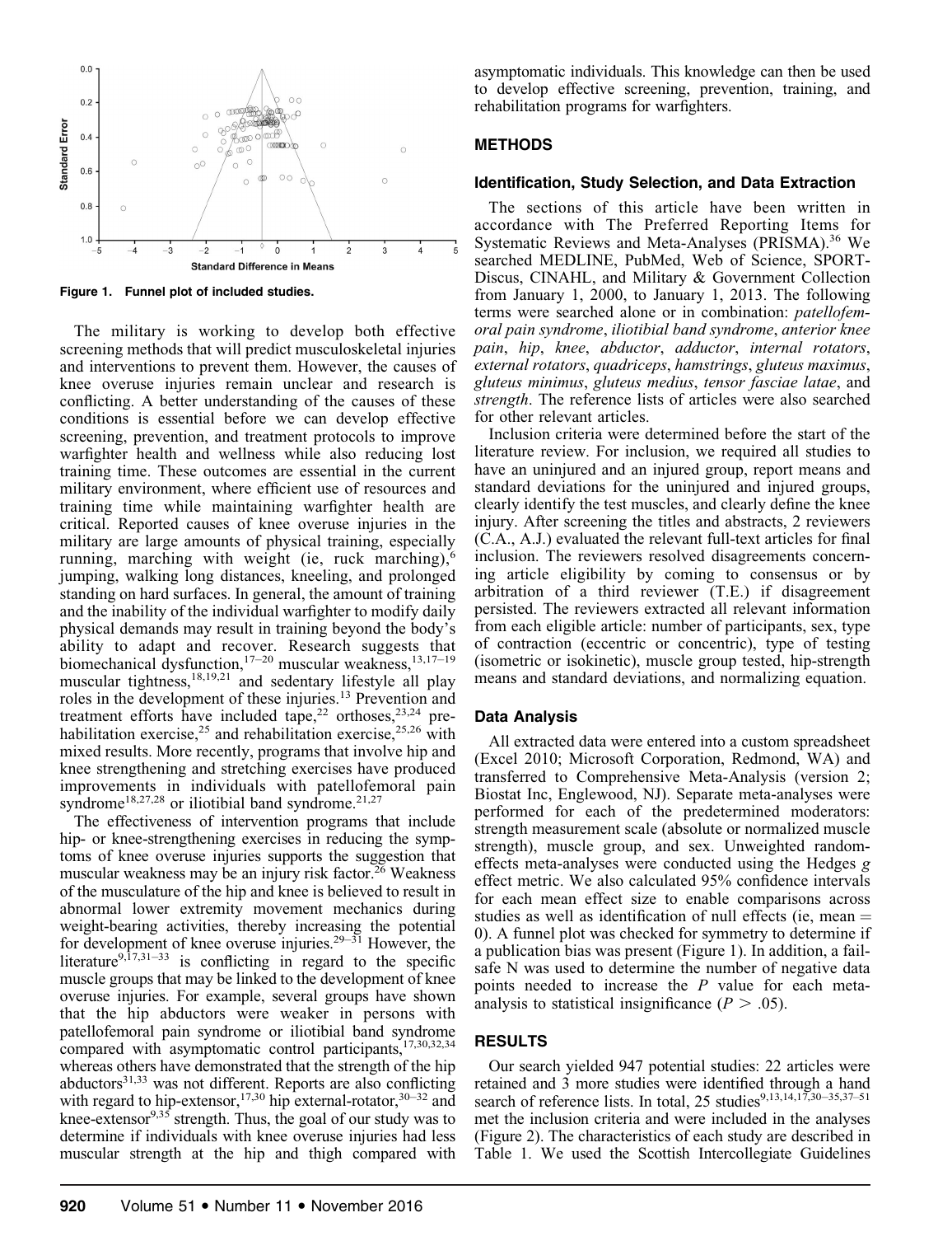Figure 1. Funnel plot of included studies.

The military is working to develop both effective screening methods that will predict musculoskeletal injuries and interventions to prevent them. However, the causes of knee overuse injuries remain unclear and research is conflicting. A better understanding of the causes of these conditions is essential before we can develop effective screening, prevention, and treatment protocols to improve warfighter health and wellness while also reducing lost training time. These outcomes are essential in the current military environment, where efficient use of resources and training time while maintaining warfighter health are critical. Reported causes of knee overuse injuries in the military are large amounts of physical training, especially running, marching with weight (ie, ruck marching),[6] jumping, walking long distances, kneeling, and prolonged standing on hard surfaces. In general, the amount of training and the inability of the individual warfighter to modify daily physical demands may result in training beyond the body's ability to adapt and recover. Research suggests that biomechanical dysfunction,[17–20] muscular weakness,[13,17–19] muscular tightness,[18,19,21] and sedentary lifestyle all play roles in the development of these injuries.[13] Prevention and treatment efforts have included tape,[22] orthoses,[23,24] prehabilitation exercise,[25] and rehabilitation exercise,[25,26] with mixed results. More recently, programs that involve hip and knee strengthening and stretching exercises have produced improvements in individuals with patellofemoral pain syndrome[18,27,28] or iliotibial band syndrome.[21,27]

The effectiveness of intervention programs that include hip- or knee-strengthening exercises in reducing the symptoms of knee overuse injuries supports the suggestion that muscular weakness may be an injury risk factor.[26] Weakness of the musculature of the hip and knee is believed to result in abnormal lower extremity movement mechanics during weight-bearing activities, thereby increasing the potential for development of knee overuse injuries.[29–31] However, the literature[9,17,31–33] is conflicting in regard to the specific muscle groups that may be linked to the development of knee overuse injuries. For example, several groups have shown that the hip abductors were weaker in persons with patellofemoral pain syndrome or iliotibial band syndrome compared with asymptomatic control participants,[17,30,32,34] whereas others have demonstrated that the strength of the hip abductors[31,33] was not different. Reports are also conflicting with regard to hip-extensor,[17,30] hip external-rotator,[30–32] and knee-extensor[9,35] strength. Thus, the goal of our study was to determine if individuals with knee overuse injuries had less muscular strength at the hip and thigh compared with asymptomatic individuals. This knowledge can then be used to develop effective screening, prevention, training, and rehabilitation programs for warfighters.

## METHODS

### Identification, Study Selection, and Data Extraction

The sections of this article have been written in accordance with The Preferred Reporting Items for Systematic Reviews and Meta-Analyses (PRISMA).[36] We searched MEDLINE, PubMed, Web of Science, SPORT-Discus, CINAHL, and Military & Government Collection from January 1, 2000, to January 1, 2013. The following terms were searched alone or in combination: *patellofemoral pain syndrome*, *iliotibial band syndrome*, *anterior knee pain*, *hip*, *knee*, *abductor*, *adductor*, *internal rotators*, *external rotators*, *quadriceps*, *hamstrings*, *gluteus maximus*, *gluteus minimus*, *gluteus medius*, *tensor fasciae latae*, and *strength*. The reference lists of articles were also searched for other relevant articles.

Inclusion criteria were determined before the start of the literature review. For inclusion, we required all studies to have an uninjured and an injured group, report means and standard deviations for the uninjured and injured groups, clearly identify the test muscles, and clearly define the knee injury. After screening the titles and abstracts, 2 reviewers (C.A., A.J.) evaluated the relevant full-text articles for final inclusion. The reviewers resolved disagreements concerning article eligibility by coming to consensus or by arbitration of a third reviewer (T.E.) if disagreement persisted. The reviewers extracted all relevant information from each eligible article: number of participants, sex, type of contraction (eccentric or concentric), type of testing (isometric or isokinetic), muscle group tested, hip-strength means and standard deviations, and normalizing equation.

### Data Analysis

All extracted data were entered into a custom spreadsheet (Excel 2010; Microsoft Corporation, Redmond, WA) and transferred to Comprehensive Meta-Analysis (version 2; Biostat Inc, Englewood, NJ). Separate meta-analyses were performed for each of the predetermined moderators: strength measurement scale (absolute or normalized muscle strength), muscle group, and sex. Unweighted random-effects meta-analyses were conducted using the Hedges *g* effect metric. We also calculated 95% confidence intervals for each mean effect size to enable comparisons across studies as well as identification of null effects (ie, mean = 0). A funnel plot was checked for symmetry to determine if a publication bias was present (Figure 1). In addition, a fail-safe N was used to determine the number of negative data points needed to increase the *P* value for each meta-analysis to statistical insignificance ($P > .05$).

## RESULTS

Our search yielded 947 potential studies: 22 articles were retained and 3 more studies were identified through a hand search of reference lists. In total, 25 studies[9,13,14,17,30–35,37–51] met the inclusion criteria and were included in the analyses (Figure 2). The characteristics of each study are described in Table 1. We used the Scottish Intercollegiate Guidelines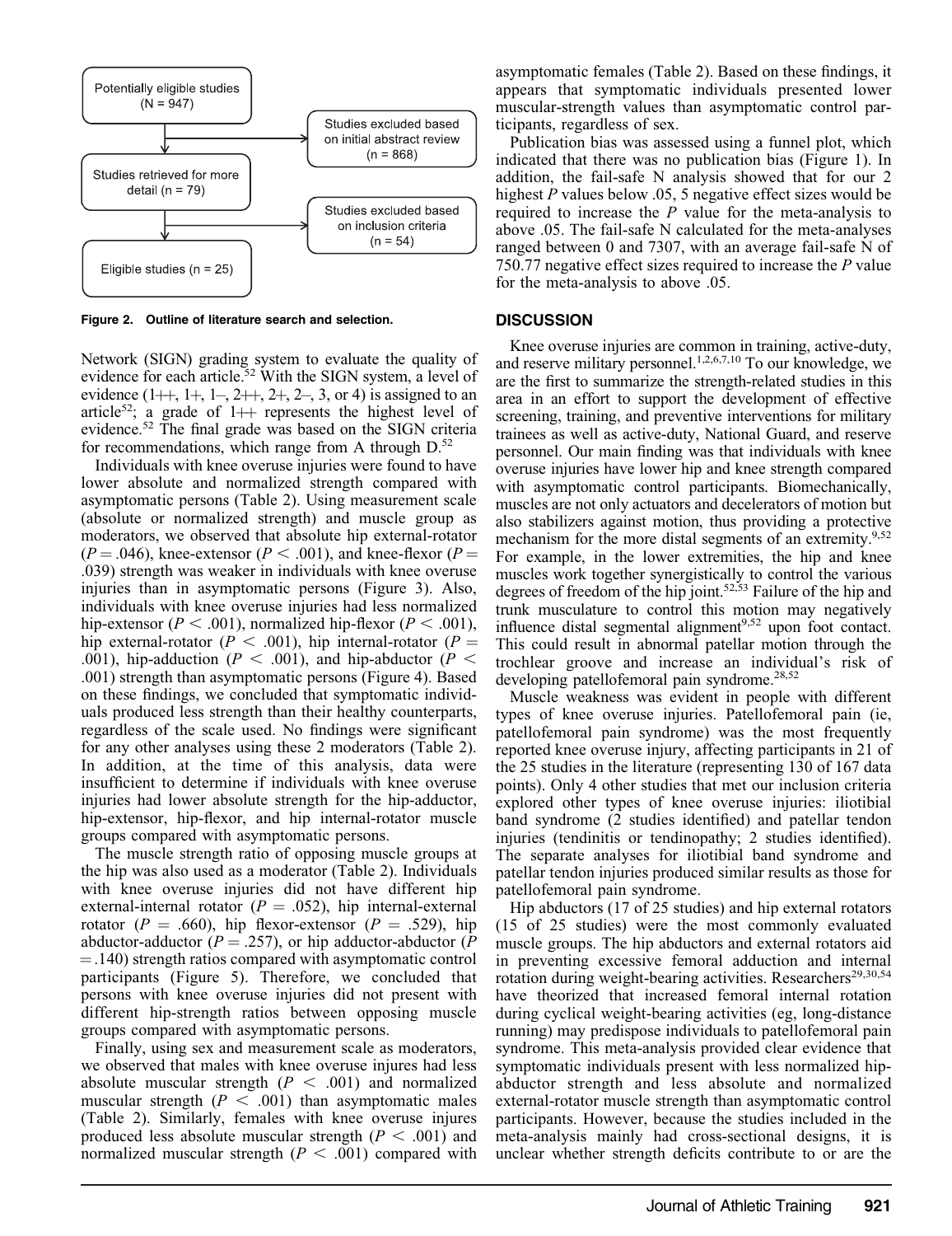Potentially eligible studies (N = 947)

Studies excluded based on initial abstract review (n = 868)

Studies retrieved for more detail (n = 79)

Studies excluded based on inclusion criteria (n = 54)

Eligible studies (n = 25)

**Figure 2. Outline of literature search and selection.**

Network (SIGN) grading system to evaluate the quality of evidence for each article.[52] With the SIGN system, a level of evidence (1++, 1+, 1–, 2++, 2+, 2–, 3, or 4) is assigned to an article[52]; a grade of 1++ represents the highest level of evidence.[52] The final grade was based on the SIGN criteria for recommendations, which range from A through D.[52]

Individuals with knee overuse injuries were found to have lower absolute and normalized strength compared with asymptomatic persons (Table 2). Using measurement scale (absolute or normalized strength) and muscle group as moderators, we observed that absolute hip external-rotator ($P = .046$), knee-extensor ($P < .001$), and knee-flexor ($P = .039$) strength was weaker in individuals with knee overuse injuries than in asymptomatic persons (Figure 3). Also, individuals with knee overuse injuries had less normalized hip-extensor ($P < .001$), normalized hip-flexor ($P < .001$), hip external-rotator ($P < .001$), hip internal-rotator ($P = .001$), hip-adduction ($P < .001$), and hip-abductor ($P < .001$) strength than asymptomatic persons (Figure 4). Based on these findings, we concluded that symptomatic individuals produced less strength than their healthy counterparts, regardless of the scale used. No findings were significant for any other analyses using these 2 moderators (Table 2). In addition, at the time of this analysis, data were insufficient to determine if individuals with knee overuse injuries had lower absolute strength for the hip-adductor, hip-extensor, hip-flexor, and hip internal-rotator muscle groups compared with asymptomatic persons.

The muscle strength ratio of opposing muscle groups at the hip was also used as a moderator (Table 2). Individuals with knee overuse injuries did not have different hip external-internal rotator ($P = .052$), hip internal-external rotator ($P = .660$), hip flexor-extensor ($P = .529$), hip abductor-adductor ($P = .257$), or hip adductor-abductor ($P = .140$) strength ratios compared with asymptomatic control participants (Figure 5). Therefore, we concluded that persons with knee overuse injuries did not present with different hip-strength ratios between opposing muscle groups compared with asymptomatic persons.

Finally, using sex and measurement scale as moderators, we observed that males with knee overuse injures had less absolute muscular strength ($P < .001$) and normalized muscular strength ($P < .001$) than asymptomatic males (Table 2). Similarly, females with knee overuse injures produced less absolute muscular strength ($P < .001$) and normalized muscular strength ($P < .001$) compared with asymptomatic females (Table 2). Based on these findings, it appears that symptomatic individuals presented lower muscular-strength values than asymptomatic control participants, regardless of sex.

Publication bias was assessed using a funnel plot, which indicated that there was no publication bias (Figure 1). In addition, the fail-safe N analysis showed that for our 2 highest $P$ values below .05, 5 negative effect sizes would be required to increase the $P$ value for the meta-analysis to above .05. The fail-safe N calculated for the meta-analyses ranged between 0 and 7307, with an average fail-safe N of 750.77 negative effect sizes required to increase the $P$ value for the meta-analysis to above .05.

## DISCUSSION

Knee overuse injuries are common in training, active-duty, and reserve military personnel.[1,2,6,7,10] To our knowledge, we are the first to summarize the strength-related studies in this area in an effort to support the development of effective screening, training, and preventive interventions for military trainees as well as active-duty, National Guard, and reserve personnel. Our main finding was that individuals with knee overuse injuries have lower hip and knee strength compared with asymptomatic control participants. Biomechanically, muscles are not only actuators and decelerators of motion but also stabilizers against motion, thus providing a protective mechanism for the more distal segments of an extremity.[9,52] For example, in the lower extremities, the hip and knee muscles work together synergistically to control the various degrees of freedom of the hip joint.[52,53] Failure of the hip and trunk musculature to control this motion may negatively influence distal segmental alignment[9,52] upon foot contact. This could result in abnormal patellar motion through the trochlear groove and increase an individual's risk of developing patellofemoral pain syndrome.[28,52]

Muscle weakness was evident in people with different types of knee overuse injuries. Patellofemoral pain (ie, patellofemoral pain syndrome) was the most frequently reported knee overuse injury, affecting participants in 21 of the 25 studies in the literature (representing 130 of 167 data points). Only 4 other studies that met our inclusion criteria explored other types of knee overuse injuries: iliotibial band syndrome (2 studies identified) and patellar tendon injuries (tendinitis or tendinopathy; 2 studies identified). The separate analyses for iliotibial band syndrome and patellar tendon injuries produced similar results as those for patellofemoral pain syndrome.

Hip abductors (17 of 25 studies) and hip external rotators (15 of 25 studies) were the most commonly evaluated muscle groups. The hip abductors and external rotators aid in preventing excessive femoral adduction and internal rotation during weight-bearing activities. Researchers[29,30,54] have theorized that increased femoral internal rotation during cyclical weight-bearing activities (eg, long-distance running) may predispose individuals to patellofemoral pain syndrome. This meta-analysis provided clear evidence that symptomatic individuals present with less normalized hip-abductor strength and less absolute and normalized external-rotator muscle strength than asymptomatic control participants. However, because the studies included in the meta-analysis mainly had cross-sectional designs, it is unclear whether strength deficits contribute to or are the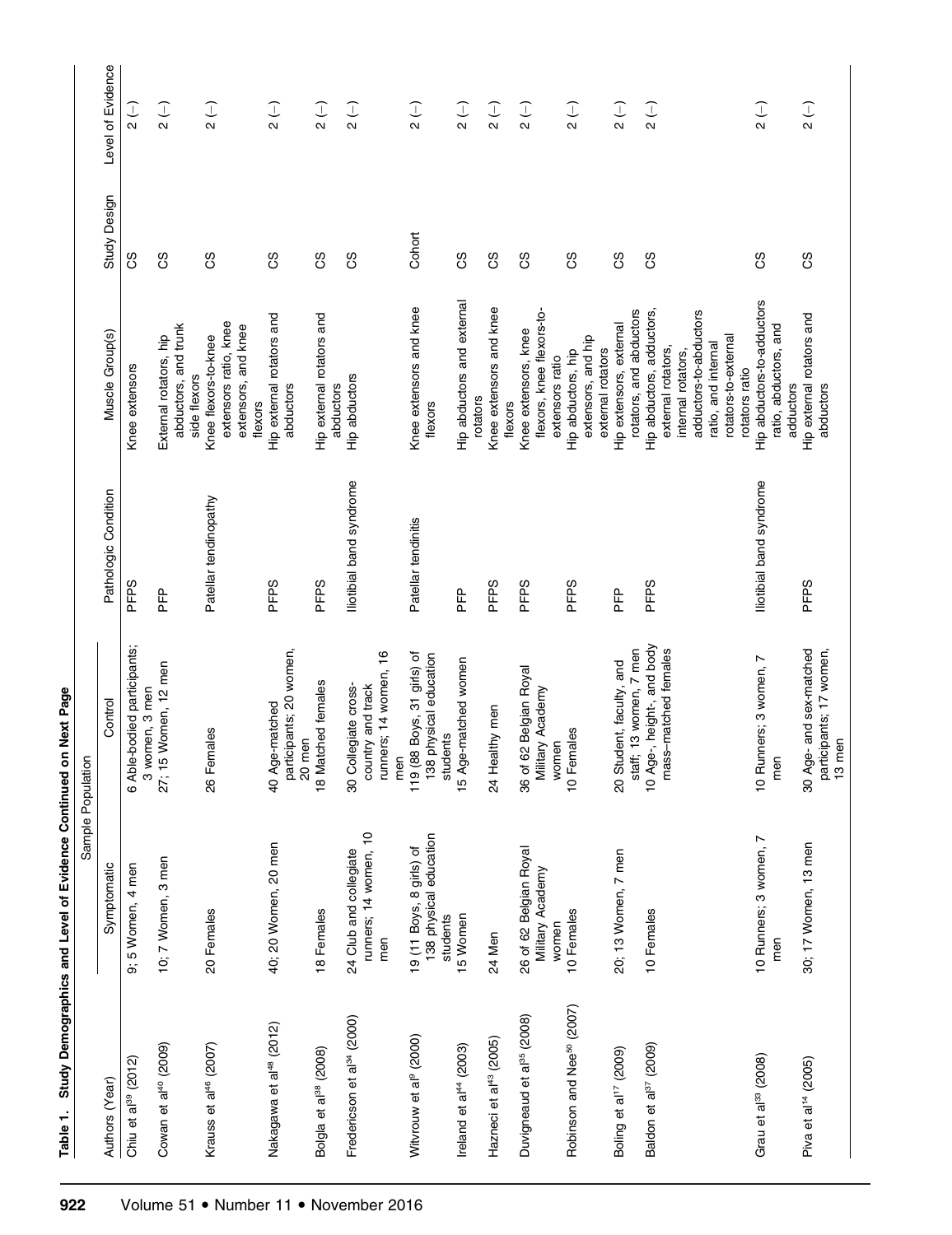**Table 1. Study Demographics and Level of Evidence Continued on Next Page**

| Authors (Year) | Sample Population | | Pathologic Condition | Muscle Group(s) | Study Design | Level of Evidence |
|---|---|---|---|---|---|---|
| | Symptomatic | Control | | | | |
| Chiu et al[39] (2012) | 9; 5 Women, 4 men | 6 Able-bodied participants; 3 women, 3 men | PFPS | Knee extensors | CS | 2 (−) |
| Cowan et al[40] (2009) | 10; 7 Women, 3 men | 27; 15 Women, 12 men | PFP | External rotators, hip abductors, and trunk side flexors | CS | 2 (−) |
| Krauss et al[46] (2007) | 20 Females | 26 Females | Patellar tendinopathy | Knee flexors-to-knee extensors ratio, knee extensors, and knee flexors | CS | 2 (−) |
| Nakagawa et al[48] (2012) | 40; 20 Women, 20 men | 40 Age-matched participants; 20 women, 20 men | PFPS | Hip external rotators and abductors | CS | 2 (−) |
| Bolgla et al[38] (2008) | 18 Females | 18 Matched females | PFPS | Hip external rotators and abductors | CS | 2 (−) |
| Fredericson et al[34] (2000) | 24 Club and collegiate runners; 14 women, 10 men | 30 Collegiate cross-country and track runners; 14 women, 16 men | Iliotibial band syndrome | Hip abductors | CS | 2 (−) |
| Witvrouw et al[9] (2000) | 19 (11 Boys, 8 girls) of 138 physical education students | 119 (88 Boys, 31 girls) of 138 physical education students | Patellar tendinitis | Knee extensors and knee flexors | Cohort | 2 (−) |
| Ireland et al[44] (2003) | 15 Women | 15 Age-matched women | PFP | Hip abductors and external rotators | CS | 2 (−) |
| Hazneci et al[43] (2005) | 24 Men | 24 Healthy men | PFPS | Knee extensors and knee flexors | CS | 2 (−) |
| Duvigneaud et al[35] (2008) | 26 of 62 Belgian Royal Military Academy women | 36 of 62 Belgian Royal Military Academy women | PFPS | Knee extensors, knee flexors, knee flexors-to-extensors ratio | CS | 2 (−) |
| Robinson and Nee[50] (2007) | 10 Females | 10 Females | PFPS | Hip abductors, hip extensors, and hip external rotators | CS | 2 (−) |
| Boling et al[17] (2009) | 20; 13 Women, 7 men | 20 Student, faculty, and staff; 13 women, 7 men | PFP | Hip extensors, external rotators, and abductors | CS | 2 (−) |
| Baldon et al[37] (2009) | 10 Females | 10 Age-, height-, and body mass–matched females | PFPS | Hip abductors, adductors, external rotators, internal rotators, adductors-to-abductors ratio, and internal rotators-to-external rotators ratio | CS | 2 (−) |
| Grau et al[33] (2008) | 10 Runners; 3 women, 7 men | 10 Runners; 3 women, 7 men | Iliotibial band syndrome | Hip abductors-to-adductors ratio, abductors, and adductors | CS | 2 (−) |
| Piva et al[14] (2005) | 30; 17 Women, 13 men | 30 Age- and sex-matched participants; 17 women, 13 men | PFPS | Hip external rotators and abductors | CS | 2 (−) |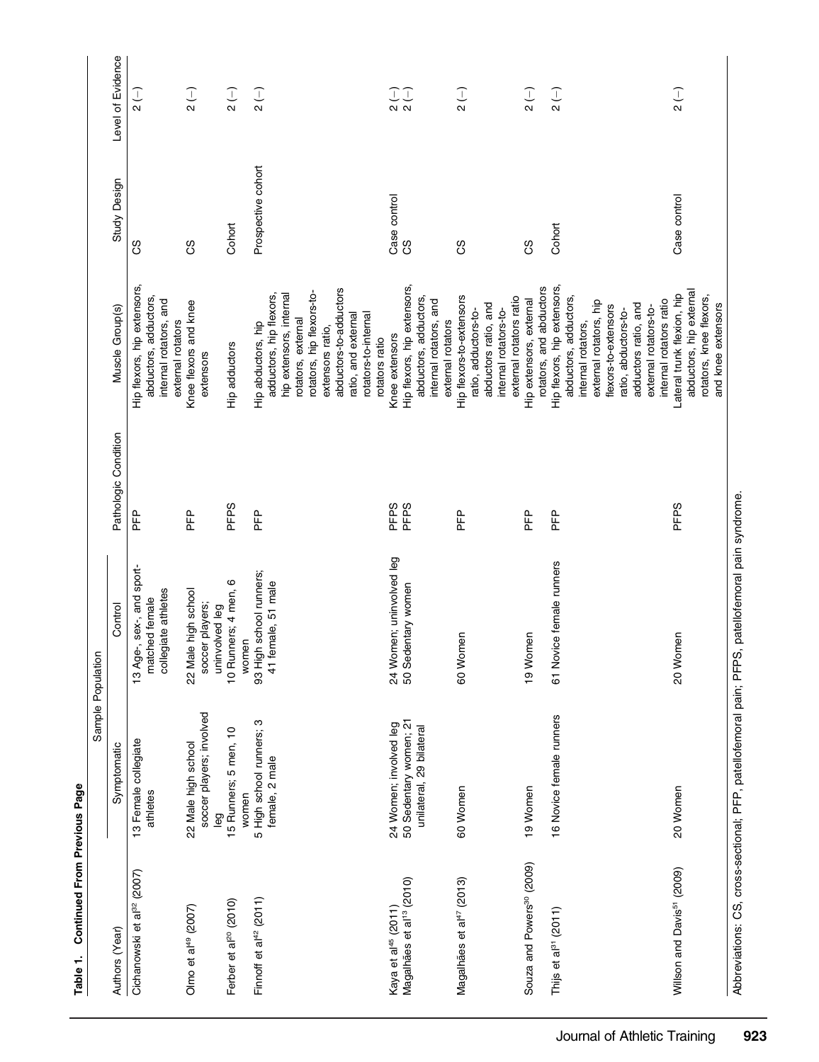**Table 1. Continued From Previous Page**

| Authors (Year) | Sample Population | | Pathologic Condition | Muscle Group(s) | Study Design | Level of Evidence |
|---|---|---|---|---|---|---|
| | Symptomatic | Control | | | | |
| Cichanowski et al[32] (2007) | 13 Female collegiate athletes | 13 Age-, sex-, and sport-matched female collegiate athletes | PFP | Hip flexors, hip extensors, abductors, adductors, internal rotators, and external rotators | CS | 2 (−) |
| Olmo et al[49] (2007) | 22 Male high school soccer players; involved leg | 22 Male high school soccer players; uninvolved leg | PFP | Knee flexors and knee extensors | CS | 2 (−) |
| Ferber et al[20] (2010) | 15 Runners; 5 men, 10 women | 10 Runners; 4 men, 6 women | PFPS | Hip adductors | Cohort | 2 (−) |
| Finnoff et al[42] (2011) | 5 High school runners; 3 female, 2 male | 93 High school runners; 41 female, 51 male | PFP | Hip abductors, hip adductors, hip flexors, hip extensors, internal rotators, external rotators, hip flexors-to-extensors ratio, abductors-to-adductors ratio, and external rotators-to-internal rotators ratio | Prospective cohort | 2 (−) |
| Kaya et al[45] (2011) | 24 Women; involved leg | 24 Women; uninvolved leg | PFPS | Knee extensors | Case control | 2 (−) |
| Magalhães et al[13] (2010) | 50 Sedentary women; 21 unilateral, 29 bilateral | 50 Sedentary women | PFPS | Hip flexors, hip extensors, abductors, adductors, internal rotators, and external rotators | CS | 2 (−) |
| Magalhães et al[47] (2013) | 60 Women | 60 Women | PFP | Hip flexors-to-extensors ratio, adductors-to-abductors ratio, and internal rotators-to-external rotators ratio | CS | 2 (−) |
| Souza and Powers[30] (2009) | 19 Women | 19 Women | PFP | Hip extensors, external rotators, and abductors | CS | 2 (−) |
| Thijs et al[31] (2011) | 16 Novice female runners | 61 Novice female runners | PFP | Hip flexors, hip extensors, abductors, adductors, internal rotators, external rotators, hip flexors-to-extensors ratio, abductors-to-adductors ratio, and external rotators-to-internal rotators ratio | Cohort | 2 (−) |
| Willson and Davis[51] (2009) | 20 Women | 20 Women | PFPS | Lateral trunk flexion, hip abductors, hip external rotators, knee flexors, and knee extensors | Case control | 2 (−) |

Abbreviations: CS, cross-sectional; PFP, patellofemoral pain; PFPS, patellofemoral pain syndrome.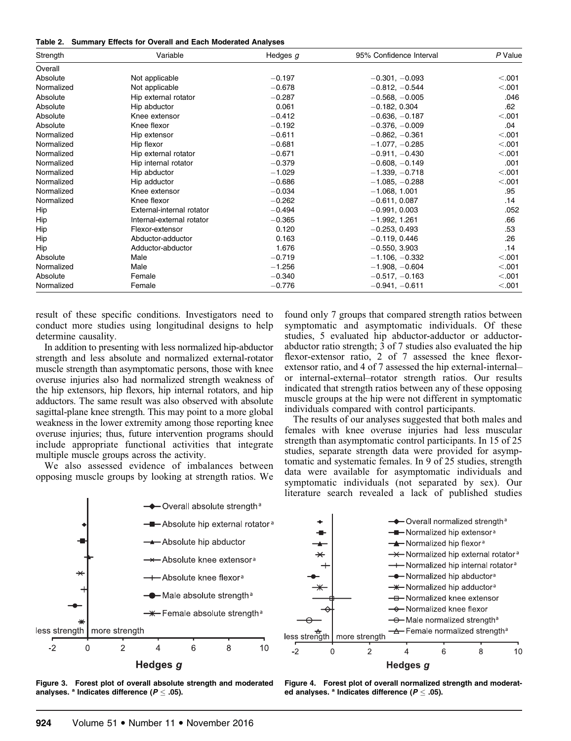**Table 2. Summary Effects for Overall and Each Moderated Analyses**

| Strength | Variable | Hedges *g* | 95% Confidence Interval | *P* Value |
|---|---|---|---|---|
| Overall | | | | |
| Absolute | Not applicable | −0.197 | −0.301, −0.093 | <.001 |
| Normalized | Not applicable | −0.678 | −0.812, −0.544 | <.001 |
| Absolute | Hip external rotator | −0.287 | −0.568, −0.005 | .046 |
| Absolute | Hip abductor | 0.061 | −0.182, 0.304 | .62 |
| Absolute | Knee extensor | −0.412 | −0.636, −0.187 | <.001 |
| Absolute | Knee flexor | −0.192 | −0.376, −0.009 | .04 |
| Normalized | Hip extensor | −0.611 | −0.862, −0.361 | <.001 |
| Normalized | Hip flexor | −0.681 | −1.077, −0.285 | <.001 |
| Normalized | Hip external rotator | −0.671 | −0.911, −0.430 | <.001 |
| Normalized | Hip internal rotator | −0.379 | −0.608, −0.149 | .001 |
| Normalized | Hip abductor | −1.029 | −1.339, −0.718 | <.001 |
| Normalized | Hip adductor | −0.686 | −1.085, −0.288 | <.001 |
| Normalized | Knee extensor | −0.034 | −1.068, 1.001 | .95 |
| Normalized | Knee flexor | −0.262 | −0.611, 0.087 | .14 |
| Hip | External-internal rotator | −0.494 | −0.991, 0.003 | .052 |
| Hip | Internal-external rotator | −0.365 | −1.992, 1.261 | .66 |
| Hip | Flexor-extensor | 0.120 | −0.253, 0.493 | .53 |
| Hip | Abductor-adductor | 0.163 | −0.119, 0.446 | .26 |
| Hip | Adductor-abductor | 1.676 | −0.550, 3.903 | .14 |
| Absolute | Male | −0.719 | −1.106, −0.332 | <.001 |
| Normalized | Male | −1.256 | −1.908, −0.604 | <.001 |
| Absolute | Female | −0.340 | −0.517, −0.163 | <.001 |
| Normalized | Female | −0.776 | −0.941, −0.611 | <.001 |

result of these specific conditions. Investigators need to conduct more studies using longitudinal designs to help determine causality.

In addition to presenting with less normalized hip-abductor strength and less absolute and normalized external-rotator muscle strength than asymptomatic persons, those with knee overuse injuries also had normalized strength weakness of the hip extensors, hip flexors, hip internal rotators, and hip adductors. The same result was also observed with absolute sagittal-plane knee strength. This may point to a more global weakness in the lower extremity among those reporting knee overuse injuries; thus, future intervention programs should include appropriate functional activities that integrate multiple muscle groups across the activity.

We also assessed evidence of imbalances between opposing muscle groups by looking at strength ratios. We found only 7 groups that compared strength ratios between symptomatic and asymptomatic individuals. Of these studies, 5 evaluated hip abductor-adductor or adductor-abductor ratio strength; 3 of 7 studies also evaluated the hip flexor-extensor ratio, 2 of 7 assessed the knee flexor-extensor ratio, and 4 of 7 assessed the hip external-internal– or internal-external–rotator strength ratios. Our results indicated that strength ratios between any of these opposing muscle groups at the hip were not different in symptomatic individuals compared with control participants.

The results of our analyses suggested that both males and females with knee overuse injuries had less muscular strength than asymptomatic control participants. In 15 of 25 studies, separate strength data were provided for asymptomatic and systematic females. In 9 of 25 studies, strength data were available for asymptomatic individuals and symptomatic individuals (not separated by sex). Our literature search revealed a lack of published studies

**Figure 3. Forest plot of overall absolute strength and moderated analyses.** [a] **Indicates difference ($P \leq .05$).**

**Figure 4. Forest plot of overall normalized strength and moderated analyses.** [a] **Indicates difference ($P \leq .05$).**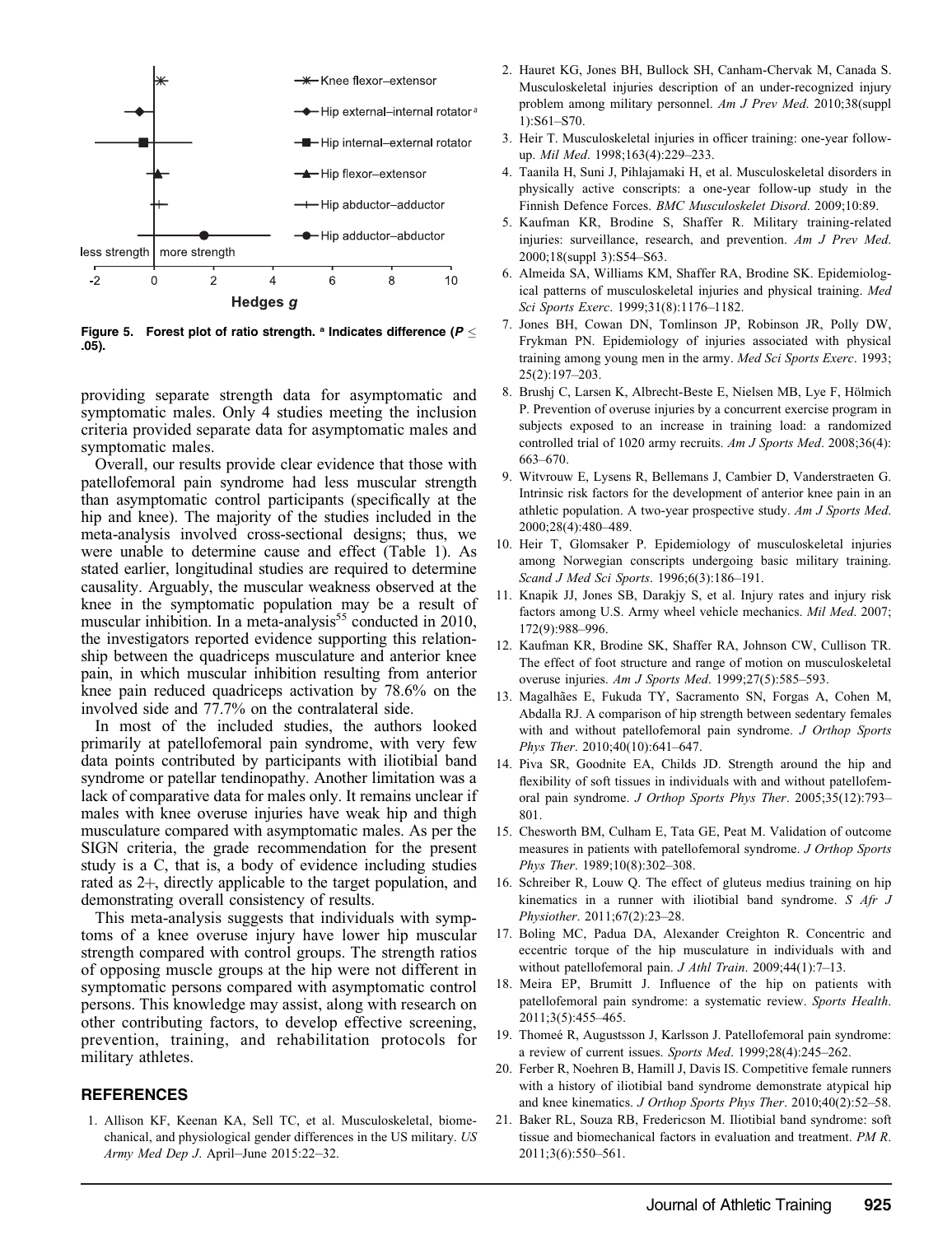Figure 5. Forest plot of ratio strength. [a] Indicates difference ($P \leq .05$).

providing separate strength data for asymptomatic and symptomatic males. Only 4 studies meeting the inclusion criteria provided separate data for asymptomatic males and symptomatic males.

Overall, our results provide clear evidence that those with patellofemoral pain syndrome had less muscular strength than asymptomatic control participants (specifically at the hip and knee). The majority of the studies included in the meta-analysis involved cross-sectional designs; thus, we were unable to determine cause and effect (Table 1). As stated earlier, longitudinal studies are required to determine causality. Arguably, the muscular weakness observed at the knee in the symptomatic population may be a result of muscular inhibition. In a meta-analysis[55] conducted in 2010, the investigators reported evidence supporting this relationship between the quadriceps musculature and anterior knee pain, in which muscular inhibition resulting from anterior knee pain reduced quadriceps activation by 78.6% on the involved side and 77.7% on the contralateral side.

In most of the included studies, the authors looked primarily at patellofemoral pain syndrome, with very few data points contributed by participants with iliotibial band syndrome or patellar tendinopathy. Another limitation was a lack of comparative data for males only. It remains unclear if males with knee overuse injuries have weak hip and thigh musculature compared with asymptomatic males. As per the SIGN criteria, the grade recommendation for the present study is a C, that is, a body of evidence including studies rated as 2+, directly applicable to the target population, and demonstrating overall consistency of results.

This meta-analysis suggests that individuals with symptoms of a knee overuse injury have lower hip muscular strength compared with control groups. The strength ratios of opposing muscle groups at the hip were not different in symptomatic persons compared with asymptomatic control persons. This knowledge may assist, along with research on other contributing factors, to develop effective screening, prevention, training, and rehabilitation protocols for military athletes.

## REFERENCES

1. Allison KF, Keenan KA, Sell TC, et al. Musculoskeletal, biomechanical, and physiological gender differences in the US military. *US Army Med Dep J*. April–June 2015:22–32.
2. Hauret KG, Jones BH, Bullock SH, Canham-Chervak M, Canada S. Musculoskeletal injuries description of an under-recognized injury problem among military personnel. *Am J Prev Med*. 2010;38(suppl 1):S61–S70.
3. Heir T. Musculoskeletal injuries in officer training: one-year follow-up. *Mil Med*. 1998;163(4):229–233.
4. Taanila H, Suni J, Pihlajamaki H, et al. Musculoskeletal disorders in physically active conscripts: a one-year follow-up study in the Finnish Defence Forces. *BMC Musculoskelet Disord*. 2009;10:89.
5. Kaufman KR, Brodine S, Shaffer R. Military training-related injuries: surveillance, research, and prevention. *Am J Prev Med*. 2000;18(suppl 3):S54–S63.
6. Almeida SA, Williams KM, Shaffer RA, Brodine SK. Epidemiological patterns of musculoskeletal injuries and physical training. *Med Sci Sports Exerc*. 1999;31(8):1176–1182.
7. Jones BH, Cowan DN, Tomlinson JP, Robinson JR, Polly DW, Frykman PN. Epidemiology of injuries associated with physical training among young men in the army. *Med Sci Sports Exerc*. 1993;25(2):197–203.
8. Brushj C, Larsen K, Albrecht-Beste E, Nielsen MB, Lye F, Hölmich P. Prevention of overuse injuries by a concurrent exercise program in subjects exposed to an increase in training load: a randomized controlled trial of 1020 army recruits. *Am J Sports Med*. 2008;36(4):663–670.
9. Witvrouw E, Lysens R, Bellemans J, Cambier D, Vanderstraeten G. Intrinsic risk factors for the development of anterior knee pain in an athletic population. A two-year prospective study. *Am J Sports Med*. 2000;28(4):480–489.
10. Heir T, Glomsaker P. Epidemiology of musculoskeletal injuries among Norwegian conscripts undergoing basic military training. *Scand J Med Sci Sports*. 1996;6(3):186–191.
11. Knapik JJ, Jones SB, Darakjy S, et al. Injury rates and injury risk factors among U.S. Army wheel vehicle mechanics. *Mil Med*. 2007;172(9):988–996.
12. Kaufman KR, Brodine SK, Shaffer RA, Johnson CW, Cullison TR. The effect of foot structure and range of motion on musculoskeletal overuse injuries. *Am J Sports Med*. 1999;27(5):585–593.
13. Magalhães E, Fukuda TY, Sacramento SN, Forgas A, Cohen M, Abdalla RJ. A comparison of hip strength between sedentary females with and without patellofemoral pain syndrome. *J Orthop Sports Phys Ther*. 2010;40(10):641–647.
14. Piva SR, Goodnite EA, Childs JD. Strength around the hip and flexibility of soft tissues in individuals with and without patellofemoral pain syndrome. *J Orthop Sports Phys Ther*. 2005;35(12):793–801.
15. Chesworth BM, Culham E, Tata GE, Peat M. Validation of outcome measures in patients with patellofemoral syndrome. *J Orthop Sports Phys Ther*. 1989;10(8):302–308.
16. Schreiber R, Louw Q. The effect of gluteus medius training on hip kinematics in a runner with iliotibial band syndrome. *S Afr J Physiother*. 2011;67(2):23–28.
17. Boling MC, Padua DA, Alexander Creighton R. Concentric and eccentric torque of the hip musculature in individuals with and without patellofemoral pain. *J Athl Train*. 2009;44(1):7–13.
18. Meira EP, Brumitt J. Influence of the hip on patients with patellofemoral pain syndrome: a systematic review. *Sports Health*. 2011;3(5):455–465.
19. Thomeé R, Augustsson J, Karlsson J. Patellofemoral pain syndrome: a review of current issues. *Sports Med*. 1999;28(4):245–262.
20. Ferber R, Noehren B, Hamill J, Davis IS. Competitive female runners with a history of iliotibial band syndrome demonstrate atypical hip and knee kinematics. *J Orthop Sports Phys Ther*. 2010;40(2):52–58.
21. Baker RL, Souza RB, Fredericson M. Iliotibial band syndrome: soft tissue and biomechanical factors in evaluation and treatment. *PM R*. 2011;3(6):550–561.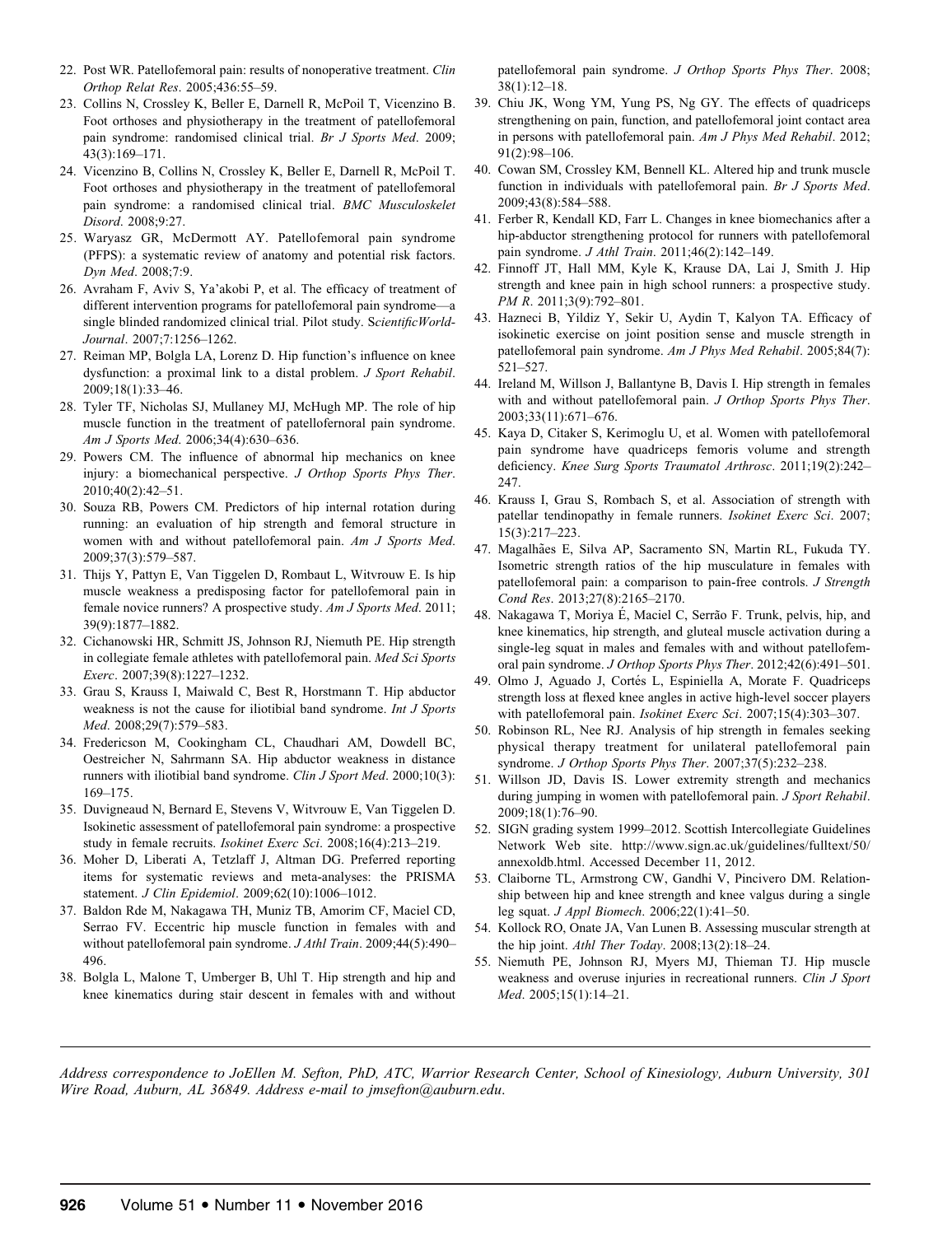22. Post WR. Patellofemoral pain: results of nonoperative treatment. *Clin Orthop Relat Res*. 2005;436:55–59.
23. Collins N, Crossley K, Beller E, Darnell R, McPoil T, Vicenzino B. Foot orthoses and physiotherapy in the treatment of patellofemoral pain syndrome: randomised clinical trial. *Br J Sports Med*. 2009; 43(3):169–171.
24. Vicenzino B, Collins N, Crossley K, Beller E, Darnell R, McPoil T. Foot orthoses and physiotherapy in the treatment of patellofemoral pain syndrome: a randomised clinical trial. *BMC Musculoskelet Disord*. 2008;9:27.
25. Waryasz GR, McDermott AY. Patellofemoral pain syndrome (PFPS): a systematic review of anatomy and potential risk factors. *Dyn Med*. 2008;7:9.
26. Avraham F, Aviv S, Ya'akobi P, et al. The efficacy of treatment of different intervention programs for patellofemoral pain syndrome—a single blinded randomized clinical trial. Pilot study. *ScientificWorldJournal*. 2007;7:1256–1262.
27. Reiman MP, Bolgla LA, Lorenz D. Hip function's influence on knee dysfunction: a proximal link to a distal problem. *J Sport Rehabil*. 2009;18(1):33–46.
28. Tyler TF, Nicholas SJ, Mullaney MJ, McHugh MP. The role of hip muscle function in the treatment of patellofernoral pain syndrome. *Am J Sports Med*. 2006;34(4):630–636.
29. Powers CM. The influence of abnormal hip mechanics on knee injury: a biomechanical perspective. *J Orthop Sports Phys Ther*. 2010;40(2):42–51.
30. Souza RB, Powers CM. Predictors of hip internal rotation during running: an evaluation of hip strength and femoral structure in women with and without patellofemoral pain. *Am J Sports Med*. 2009;37(3):579–587.
31. Thijs Y, Pattyn E, Van Tiggelen D, Rombaut L, Witvrouw E. Is hip muscle weakness a predisposing factor for patellofemoral pain in female novice runners? A prospective study. *Am J Sports Med*. 2011; 39(9):1877–1882.
32. Cichanowski HR, Schmitt JS, Johnson RJ, Niemuth PE. Hip strength in collegiate female athletes with patellofemoral pain. *Med Sci Sports Exerc*. 2007;39(8):1227–1232.
33. Grau S, Krauss I, Maiwald C, Best R, Horstmann T. Hip abductor weakness is not the cause for iliotibial band syndrome. *Int J Sports Med*. 2008;29(7):579–583.
34. Fredericson M, Cookingham CL, Chaudhari AM, Dowdell BC, Oestreicher N, Sahrmann SA. Hip abductor weakness in distance runners with iliotibial band syndrome. *Clin J Sport Med*. 2000;10(3): 169–175.
35. Duvigneaud N, Bernard E, Stevens V, Witvrouw E, Van Tiggelen D. Isokinetic assessment of patellofemoral pain syndrome: a prospective study in female recruits. *Isokinet Exerc Sci*. 2008;16(4):213–219.
36. Moher D, Liberati A, Tetzlaff J, Altman DG. Preferred reporting items for systematic reviews and meta-analyses: the PRISMA statement. *J Clin Epidemiol*. 2009;62(10):1006–1012.
37. Baldon Rde M, Nakagawa TH, Muniz TB, Amorim CF, Maciel CD, Serrao FV. Eccentric hip muscle function in females with and without patellofemoral pain syndrome. *J Athl Train*. 2009;44(5):490–496.
38. Bolgla L, Malone T, Umberger B, Uhl T. Hip strength and hip and knee kinematics during stair descent in females with and without patellofemoral pain syndrome. *J Orthop Sports Phys Ther*. 2008; 38(1):12–18.
39. Chiu JK, Wong YM, Yung PS, Ng GY. The effects of quadriceps strengthening on pain, function, and patellofemoral joint contact area in persons with patellofemoral pain. *Am J Phys Med Rehabil*. 2012; 91(2):98–106.
40. Cowan SM, Crossley KM, Bennell KL. Altered hip and trunk muscle function in individuals with patellofemoral pain. *Br J Sports Med*. 2009;43(8):584–588.
41. Ferber R, Kendall KD, Farr L. Changes in knee biomechanics after a hip-abductor strengthening protocol for runners with patellofemoral pain syndrome. *J Athl Train*. 2011;46(2):142–149.
42. Finnoff JT, Hall MM, Kyle K, Krause DA, Lai J, Smith J. Hip strength and knee pain in high school runners: a prospective study. *PM R*. 2011;3(9):792–801.
43. Hazneci B, Yildiz Y, Sekir U, Aydin T, Kalyon TA. Efficacy of isokinetic exercise on joint position sense and muscle strength in patellofemoral pain syndrome. *Am J Phys Med Rehabil*. 2005;84(7): 521–527.
44. Ireland M, Willson J, Ballantyne B, Davis I. Hip strength in females with and without patellofemoral pain. *J Orthop Sports Phys Ther*. 2003;33(11):671–676.
45. Kaya D, Citaker S, Kerimoglu U, et al. Women with patellofemoral pain syndrome have quadriceps femoris volume and strength deficiency. *Knee Surg Sports Traumatol Arthrosc*. 2011;19(2):242–247.
46. Krauss I, Grau S, Rombach S, et al. Association of strength with patellar tendinopathy in female runners. *Isokinet Exerc Sci*. 2007; 15(3):217–223.
47. Magalhães E, Silva AP, Sacramento SN, Martin RL, Fukuda TY. Isometric strength ratios of the hip musculature in females with patellofemoral pain: a comparison to pain-free controls. *J Strength Cond Res*. 2013;27(8):2165–2170.
48. Nakagawa T, Moriya É, Maciel C, Serrão F. Trunk, pelvis, hip, and knee kinematics, hip strength, and gluteal muscle activation during a single-leg squat in males and females with and without patellofemoral pain syndrome. *J Orthop Sports Phys Ther*. 2012;42(6):491–501.
49. Olmo J, Aguado J, Cortés L, Espiniella A, Morate F. Quadriceps strength loss at flexed knee angles in active high-level soccer players with patellofemoral pain. *Isokinet Exerc Sci*. 2007;15(4):303–307.
50. Robinson RL, Nee RJ. Analysis of hip strength in females seeking physical therapy treatment for unilateral patellofemoral pain syndrome. *J Orthop Sports Phys Ther*. 2007;37(5):232–238.
51. Willson JD, Davis IS. Lower extremity strength and mechanics during jumping in women with patellofemoral pain. *J Sport Rehabil*. 2009;18(1):76–90.
52. SIGN grading system 1999–2012. Scottish Intercollegiate Guidelines Network Web site. http://www.sign.ac.uk/guidelines/fulltext/50/annexoldb.html. Accessed December 11, 2012.
53. Claiborne TL, Armstrong CW, Gandhi V, Pincivero DM. Relationship between hip and knee strength and knee valgus during a single leg squat. *J Appl Biomech*. 2006;22(1):41–50.
54. Kollock RO, Onate JA, Van Lunen B. Assessing muscular strength at the hip joint. *Athl Ther Today*. 2008;13(2):18–24.
55. Niemuth PE, Johnson RJ, Myers MJ, Thieman TJ. Hip muscle weakness and overuse injuries in recreational runners. *Clin J Sport Med*. 2005;15(1):14–21.

---

*Address correspondence to JoEllen M. Sefton, PhD, ATC, Warrior Research Center, School of Kinesiology, Auburn University, 301 Wire Road, Auburn, AL 36849. Address e-mail to jmsefton@auburn.edu.*